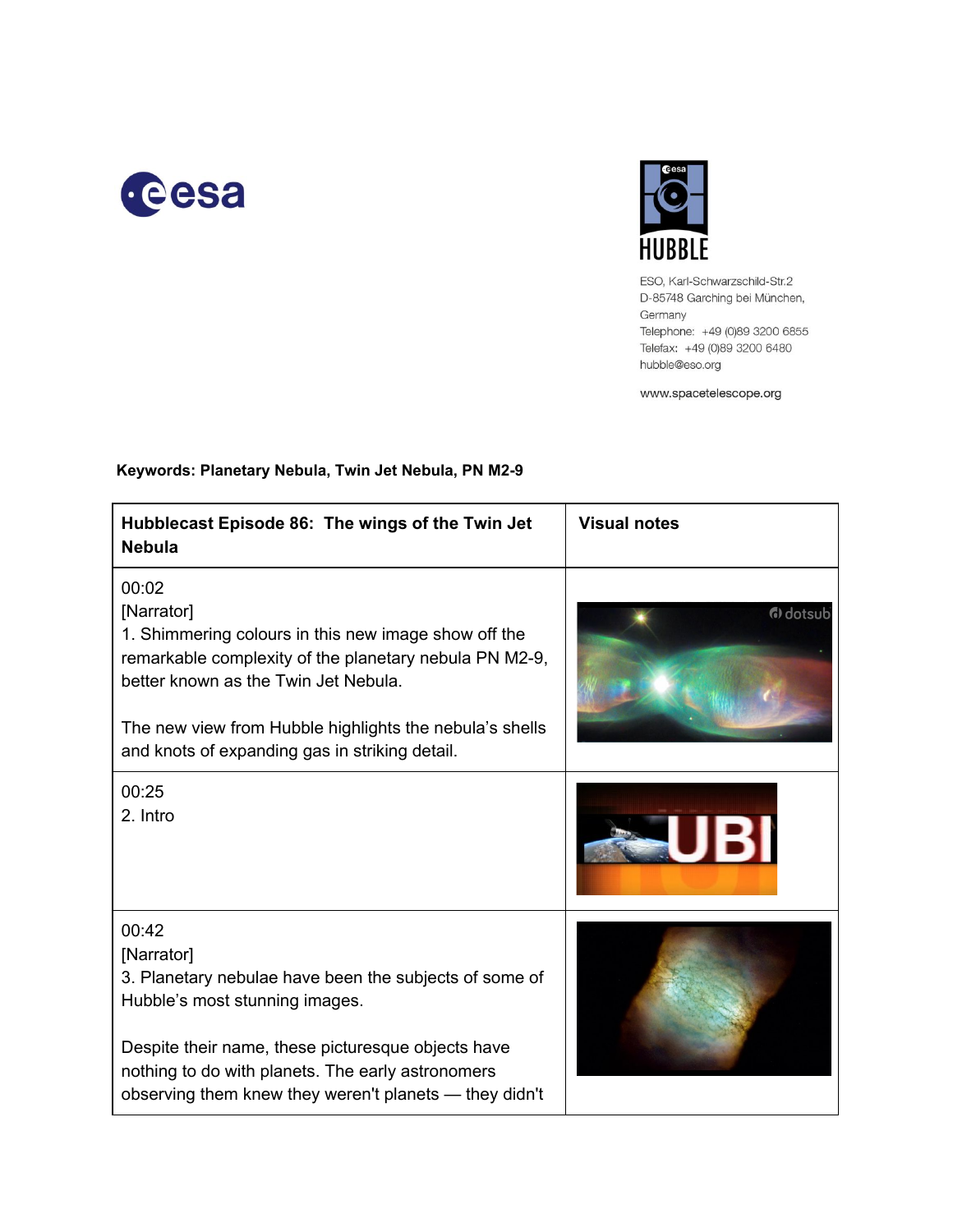ESO, Karl-Schwarzschild-Str.2
D-85748 Garching bei München,
Germany
Telephone: +49 (0)89 3200 6855
Telefax: +49 (0)89 3200 6480
hubble@eso.org

www.spacetelescope.org

**Keywords: Planetary Nebula, Twin Jet Nebula, PN M2-9**

| **Hubblecast Episode 86: The wings of the Twin Jet Nebula** | **Visual notes** |
|---|---|
| 00:02<br>[Narrator]<br>1. Shimmering colours in this new image show off the remarkable complexity of the planetary nebula PN M2-9, better known as the Twin Jet Nebula.<br><br>The new view from Hubble highlights the nebula's shells and knots of expanding gas in striking detail. | |
| 00:25<br>2. Intro | |
| 00:42<br>[Narrator]<br>3. Planetary nebulae have been the subjects of some of Hubble's most stunning images.<br><br>Despite their name, these picturesque objects have nothing to do with planets. The early astronomers observing them knew they weren't planets — they didn't | |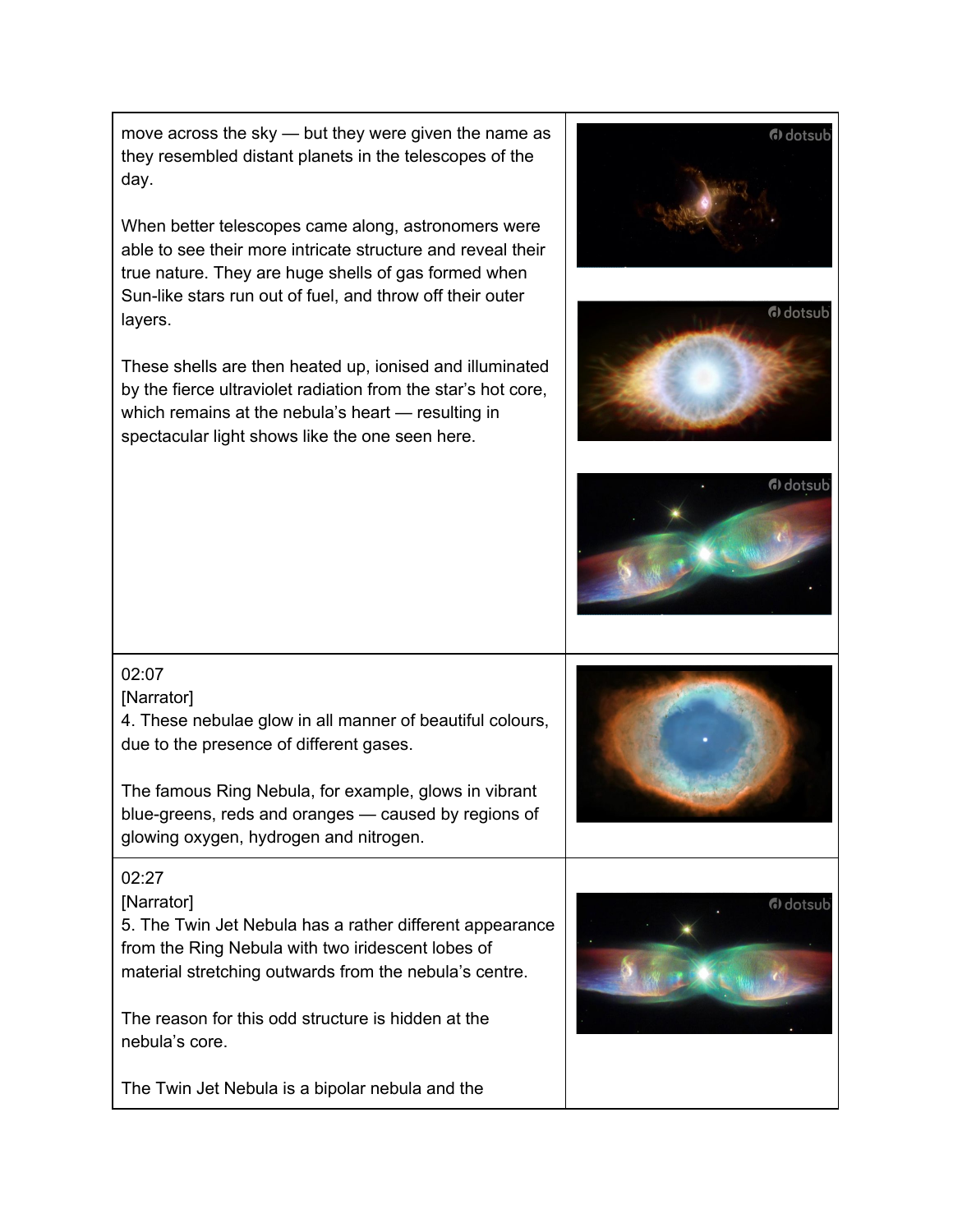| | |
|---|---|
| move across the sky — but they were given the name as they resembled distant planets in the telescopes of the day.<br><br>When better telescopes came along, astronomers were able to see their more intricate structure and reveal their true nature. They are huge shells of gas formed when Sun-like stars run out of fuel, and throw off their outer layers.<br><br>These shells are then heated up, ionised and illuminated by the fierce ultraviolet radiation from the star's hot core, which remains at the nebula's heart — resulting in spectacular light shows like the one seen here. | |
| 02:07<br>[Narrator]<br>4. These nebulae glow in all manner of beautiful colours, due to the presence of different gases.<br><br>The famous Ring Nebula, for example, glows in vibrant blue-greens, reds and oranges — caused by regions of glowing oxygen, hydrogen and nitrogen. | |
| 02:27<br>[Narrator]<br>5. The Twin Jet Nebula has a rather different appearance from the Ring Nebula with two iridescent lobes of material stretching outwards from the nebula's centre.<br><br>The reason for this odd structure is hidden at the nebula's core.<br><br>The Twin Jet Nebula is a bipolar nebula and the | |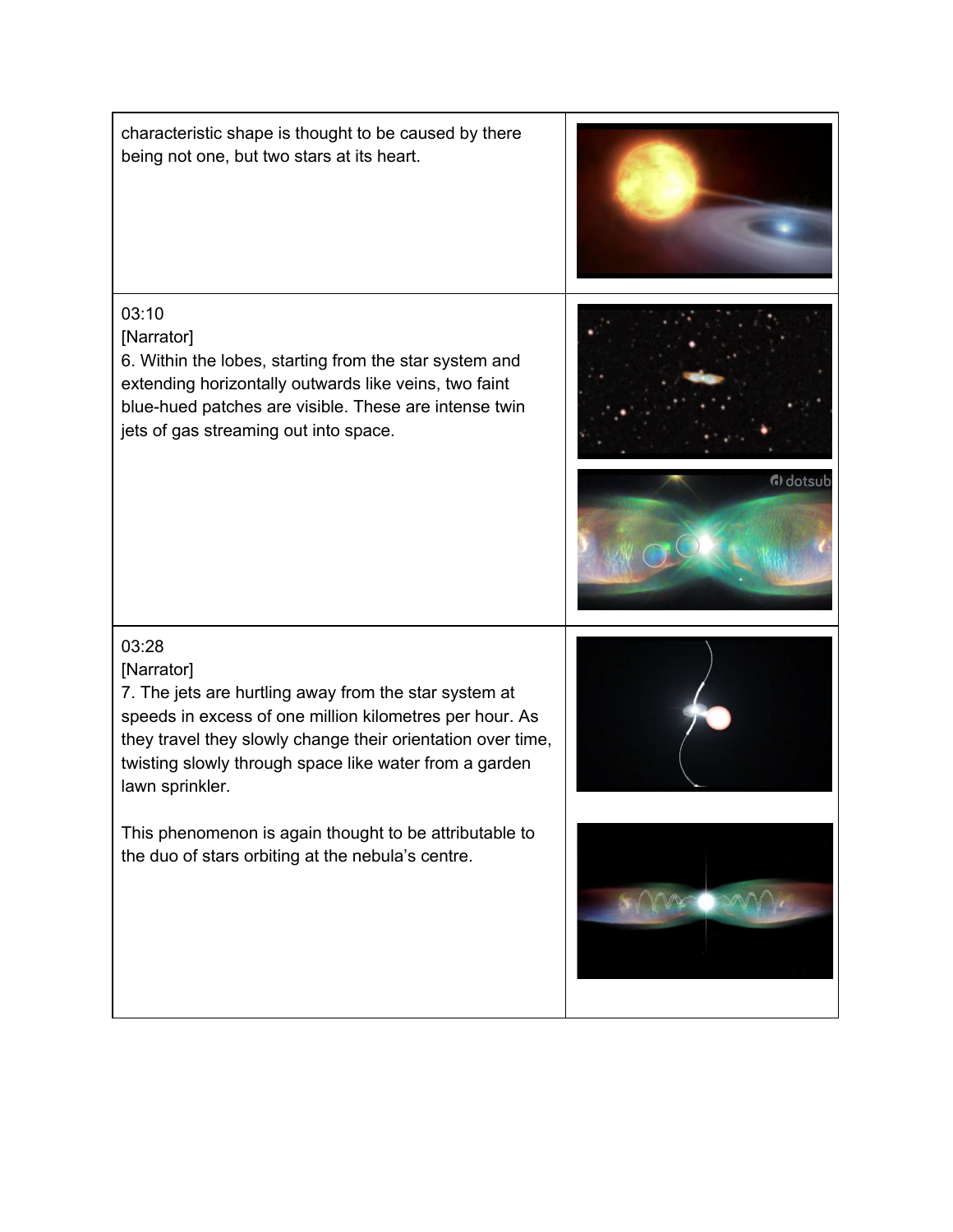| | |
|---|---|
| characteristic shape is thought to be caused by there being not one, but two stars at its heart. | |
| 03:10<br>[Narrator]<br>6. Within the lobes, starting from the star system and extending horizontally outwards like veins, two faint blue-hued patches are visible. These are intense twin jets of gas streaming out into space. | |
| 03:28<br>[Narrator]<br>7. The jets are hurtling away from the star system at speeds in excess of one million kilometres per hour. As they travel they slowly change their orientation over time, twisting slowly through space like water from a garden lawn sprinkler.<br><br>This phenomenon is again thought to be attributable to the duo of stars orbiting at the nebula's centre. | |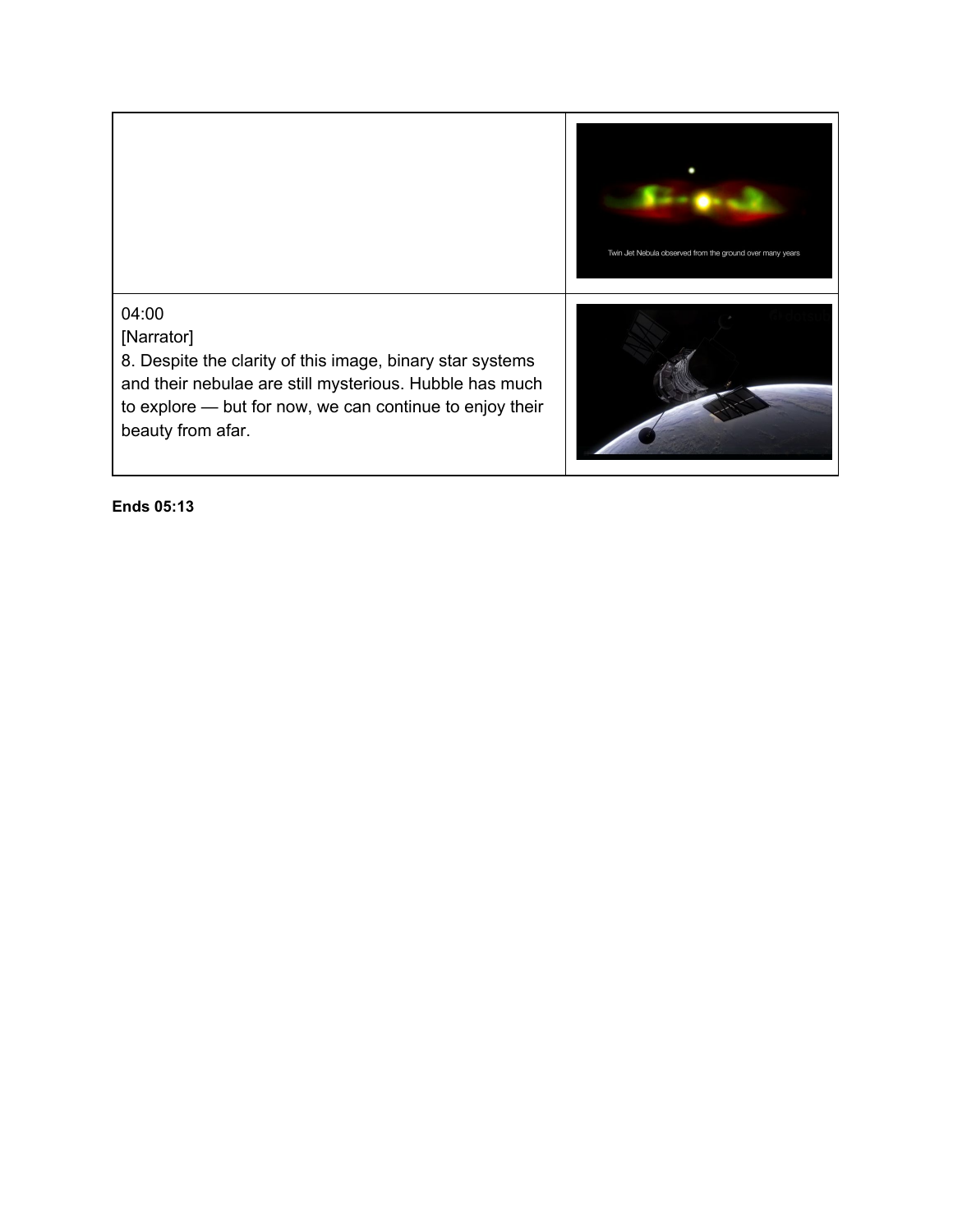| | |
|---|---|
| | Twin Jet Nebula observed from the ground over many years |
| 04:00<br>[Narrator]<br>8. Despite the clarity of this image, binary star systems and their nebulae are still mysterious. Hubble has much to explore — but for now, we can continue to enjoy their beauty from afar. | |

**Ends 05:13**